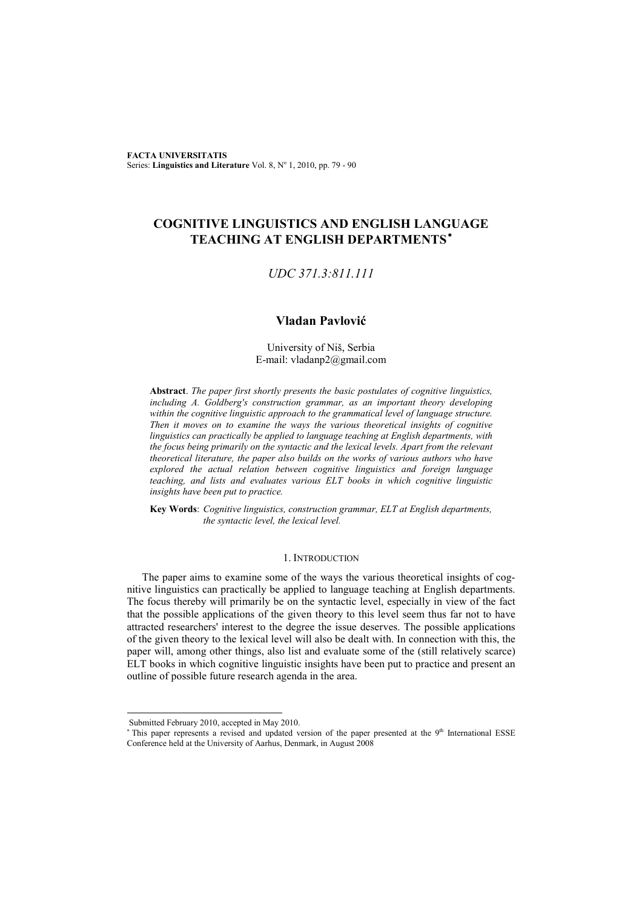# COGNITIVE LINGUISTICS AND ENGLISH LANGUAGE TEACHING AT ENGLISH DEPARTMENTS*

*UDC 371.3:811.111*

## Vladan Pavlović

University of Niš, Serbia
E-mail: vladanp2@gmail.com

**Abstract**. *The paper first shortly presents the basic postulates of cognitive linguistics, including A. Goldberg's construction grammar, as an important theory developing within the cognitive linguistic approach to the grammatical level of language structure. Then it moves on to examine the ways the various theoretical insights of cognitive linguistics can practically be applied to language teaching at English departments, with the focus being primarily on the syntactic and the lexical levels. Apart from the relevant theoretical literature, the paper also builds on the works of various authors who have explored the actual relation between cognitive linguistics and foreign language teaching, and lists and evaluates various ELT books in which cognitive linguistic insights have been put to practice.*

**Key Words**: *Cognitive linguistics, construction grammar, ELT at English departments, the syntactic level, the lexical level.*

## 1. Introduction

The paper aims to examine some of the ways the various theoretical insights of cognitive linguistics can practically be applied to language teaching at English departments. The focus thereby will primarily be on the syntactic level, especially in view of the fact that the possible applications of the given theory to this level seem thus far not to have attracted researchers' interest to the degree the issue deserves. The possible applications of the given theory to the lexical level will also be dealt with. In connection with this, the paper will, among other things, also list and evaluate some of the (still relatively scarce) ELT books in which cognitive linguistic insights have been put to practice and present an outline of possible future research agenda in the area.

---

Submitted February 2010, accepted in May 2010.

* This paper represents a revised and updated version of the paper presented at the 9th International ESSE Conference held at the University of Aarhus, Denmark, in August 2008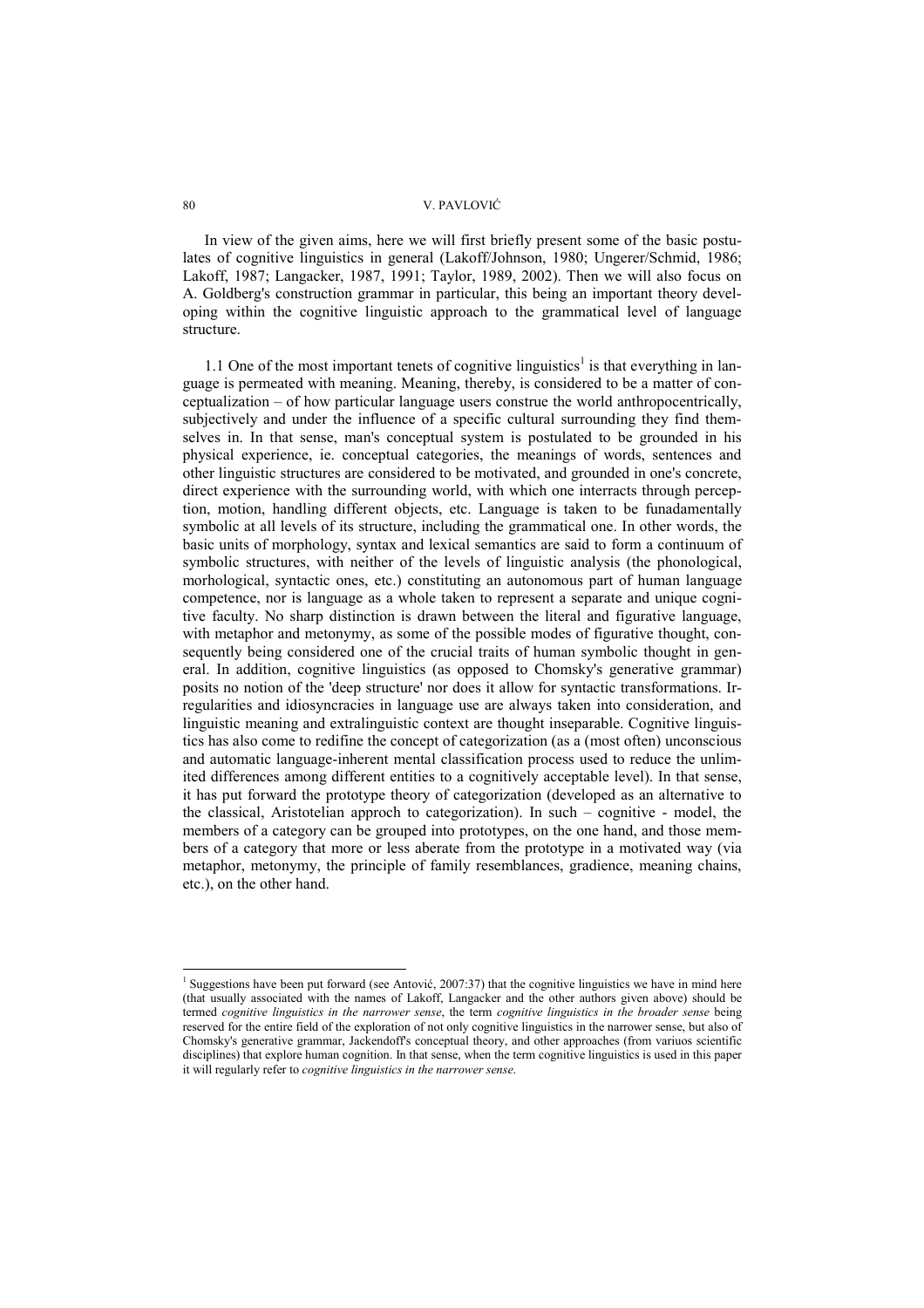In view of the given aims, here we will first briefly present some of the basic postulates of cognitive linguistics in general (Lakoff/Johnson, 1980; Ungerer/Schmid, 1986; Lakoff, 1987; Langacker, 1987, 1991; Taylor, 1989, 2002). Then we will also focus on A. Goldberg's construction grammar in particular, this being an important theory developing within the cognitive linguistic approach to the grammatical level of language structure.

1.1 One of the most important tenets of cognitive linguistics[1] is that everything in language is permeated with meaning. Meaning, thereby, is considered to be a matter of conceptualization – of how particular language users construe the world anthropocentrically, subjectively and under the influence of a specific cultural surrounding they find themselves in. In that sense, man's conceptual system is postulated to be grounded in his physical experience, ie. conceptual categories, the meanings of words, sentences and other linguistic structures are considered to be motivated, and grounded in one's concrete, direct experience with the surrounding world, with which one interracts through perception, motion, handling different objects, etc. Language is taken to be funadamentally symbolic at all levels of its structure, including the grammatical one. In other words, the basic units of morphology, syntax and lexical semantics are said to form a continuum of symbolic structures, with neither of the levels of linguistic analysis (the phonological, morhological, syntactic ones, etc.) constituting an autonomous part of human language competence, nor is language as a whole taken to represent a separate and unique cognitive faculty. No sharp distinction is drawn between the literal and figurative language, with metaphor and metonymy, as some of the possible modes of figurative thought, consequently being considered one of the crucial traits of human symbolic thought in general. In addition, cognitive linguistics (as opposed to Chomsky's generative grammar) posits no notion of the 'deep structure' nor does it allow for syntactic transformations. Irregularities and idiosyncracies in language use are always taken into consideration, and linguistic meaning and extralinguistic context are thought inseparable. Cognitive linguistics has also come to redifine the concept of categorization (as a (most often) unconscious and automatic language-inherent mental classification process used to reduce the unlimited differences among different entities to a cognitively acceptable level). In that sense, it has put forward the prototype theory of categorization (developed as an alternative to the classical, Aristotelian approch to categorization). In such – cognitive - model, the members of a category can be grouped into prototypes, on the one hand, and those members of a category that more or less aberate from the prototype in a motivated way (via metaphor, metonymy, the principle of family resemblances, gradience, meaning chains, etc.), on the other hand.

[1] Suggestions have been put forward (see Antović, 2007:37) that the cognitive linguistics we have in mind here (that usually associated with the names of Lakoff, Langacker and the other authors given above) should be termed *cognitive linguistics in the narrower sense*, the term *cognitive linguistics in the broader sense* being reserved for the entire field of the exploration of not only cognitive linguistics in the narrower sense, but also of Chomsky's generative grammar, Jackendoff's conceptual theory, and other approaches (from variuos scientific disciplines) that explore human cognition. In that sense, when the term cognitive linguistics is used in this paper it will regularly refer to *cognitive linguistics in the narrower sense*.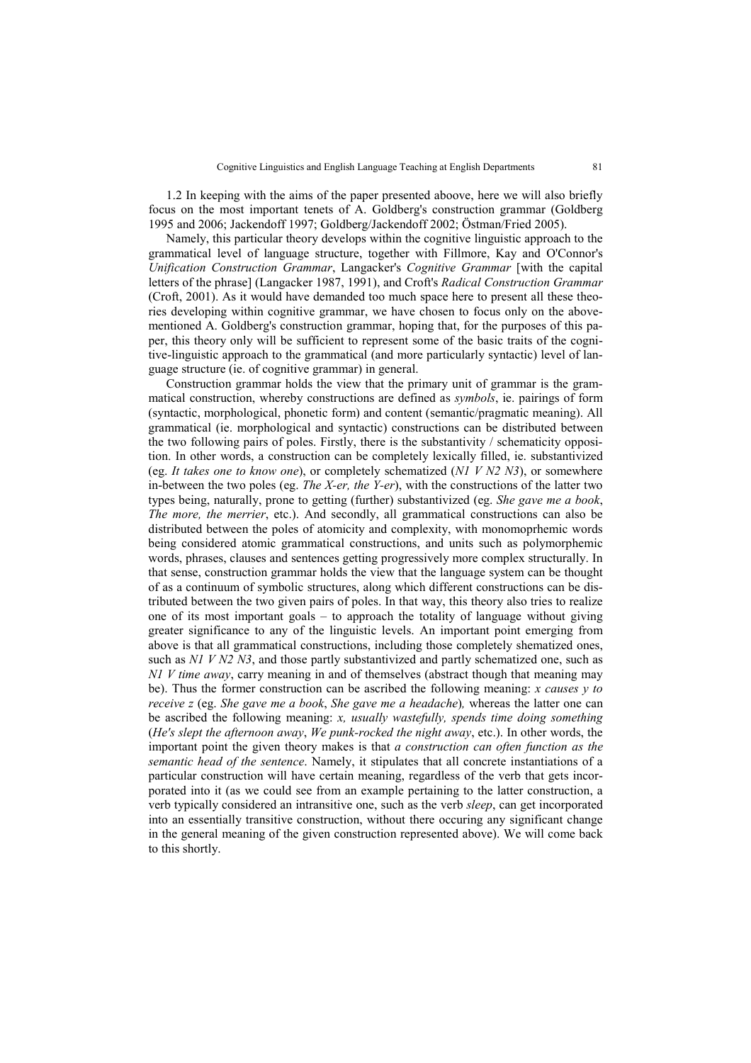1.2 In keeping with the aims of the paper presented aboove, here we will also briefly focus on the most important tenets of A. Goldberg's construction grammar (Goldberg 1995 and 2006; Jackendoff 1997; Goldberg/Jackendoff 2002; Östman/Fried 2005).

Namely, this particular theory develops within the cognitive linguistic approach to the grammatical level of language structure, together with Fillmore, Kay and O'Connor's *Unification Construction Grammar*, Langacker's *Cognitive Grammar* [with the capital letters of the phrase] (Langacker 1987, 1991), and Croft's *Radical Construction Grammar* (Croft, 2001). As it would have demanded too much space here to present all these theories developing within cognitive grammar, we have chosen to focus only on the above-mentioned A. Goldberg's construction grammar, hoping that, for the purposes of this paper, this theory only will be sufficient to represent some of the basic traits of the cognitive-linguistic approach to the grammatical (and more particularly syntactic) level of language structure (ie. of cognitive grammar) in general.

Construction grammar holds the view that the primary unit of grammar is the grammatical construction, whereby constructions are defined as *symbols*, ie. pairings of form (syntactic, morphological, phonetic form) and content (semantic/pragmatic meaning). All grammatical (ie. morphological and syntactic) constructions can be distributed between the two following pairs of poles. Firstly, there is the substantivity / schematicity opposition. In other words, a construction can be completely lexically filled, ie. substantivized (eg. *It takes one to know one*), or completely schematized (*N1 V N2 N3*), or somewhere in-between the two poles (eg. *The X-er, the Y-er*), with the constructions of the latter two types being, naturally, prone to getting (further) substantivized (eg. *She gave me a book*, *The more, the merrier*, etc.). And secondly, all grammatical constructions can also be distributed between the poles of atomicity and complexity, with monomoprhemic words being considered atomic grammatical constructions, and units such as polymorphemic words, phrases, clauses and sentences getting progressively more complex structurally. In that sense, construction grammar holds the view that the language system can be thought of as a continuum of symbolic structures, along which different constructions can be distributed between the two given pairs of poles. In that way, this theory also tries to realize one of its most important goals – to approach the totality of language without giving greater significance to any of the linguistic levels. An important point emerging from above is that all grammatical constructions, including those completely shematized ones, such as *N1 V N2 N3*, and those partly substantivized and partly schematized one, such as *N1 V time away*, carry meaning in and of themselves (abstract though that meaning may be). Thus the former construction can be ascribed the following meaning: *x causes y to receive z* (eg. *She gave me a book*, *She gave me a headache*)*,* whereas the latter one can be ascribed the following meaning: *x, usually wastefully, spends time doing something* (*He's slept the afternoon away*, *We punk-rocked the night away*, etc.). In other words, the important point the given theory makes is that *a construction can often function as the semantic head of the sentence*. Namely, it stipulates that all concrete instantiations of a particular construction will have certain meaning, regardless of the verb that gets incorporated into it (as we could see from an example pertaining to the latter construction, a verb typically considered an intransitive one, such as the verb *sleep*, can get incorporated into an essentially transitive construction, without there occuring any significant change in the general meaning of the given construction represented above). We will come back to this shortly.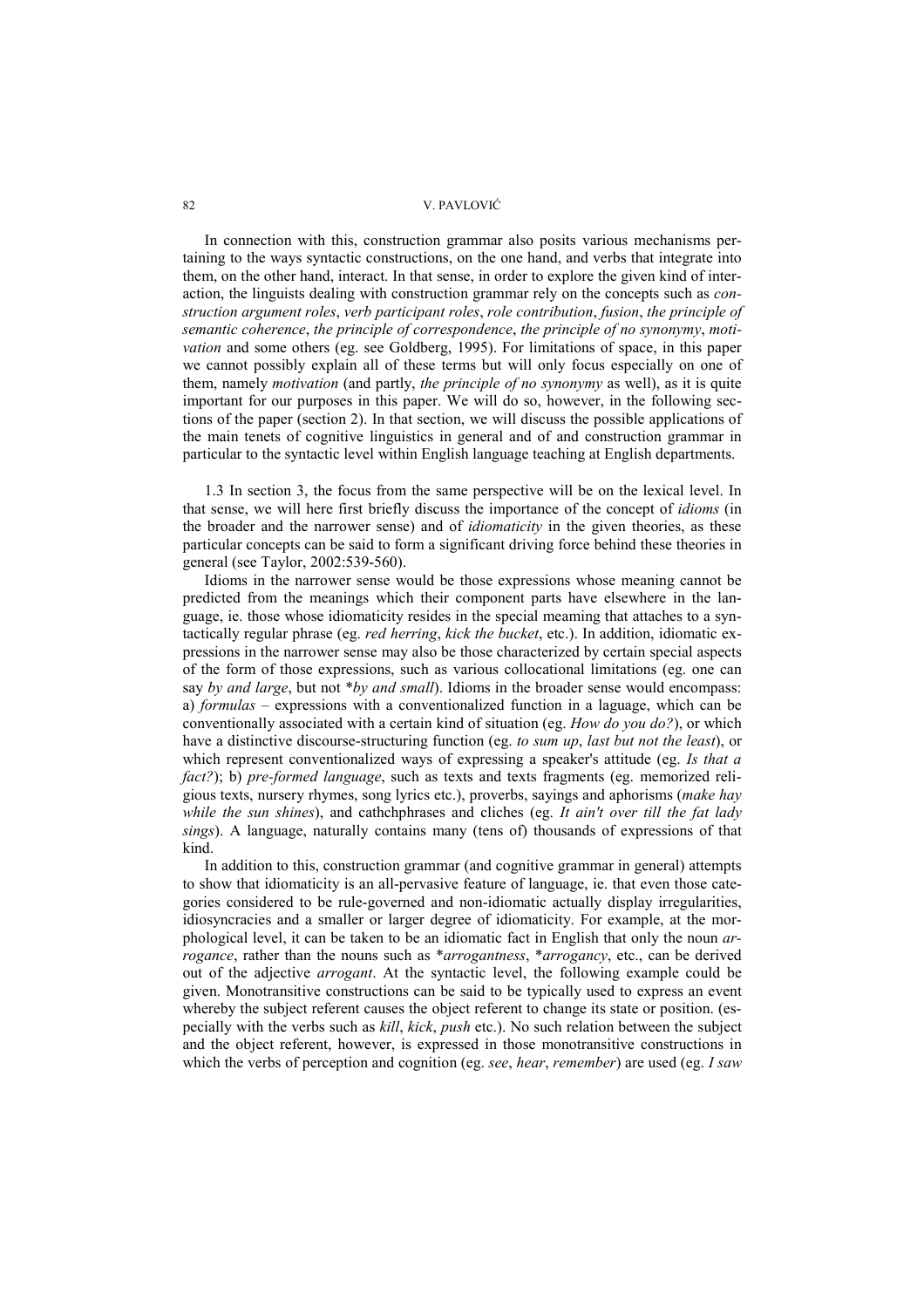In connection with this, construction grammar also posits various mechanisms pertaining to the ways syntactic constructions, on the one hand, and verbs that integrate into them, on the other hand, interact. In that sense, in order to explore the given kind of interaction, the linguists dealing with construction grammar rely on the concepts such as *construction argument roles*, *verb participant roles*, *role contribution*, *fusion*, *the principle of semantic coherence*, *the principle of correspondence*, *the principle of no synonymy*, *motivation* and some others (eg. see Goldberg, 1995). For limitations of space, in this paper we cannot possibly explain all of these terms but will only focus especially on one of them, namely *motivation* (and partly, *the principle of no synonymy* as well), as it is quite important for our purposes in this paper. We will do so, however, in the following sections of the paper (section 2). In that section, we will discuss the possible applications of the main tenets of cognitive linguistics in general and of and construction grammar in particular to the syntactic level within English language teaching at English departments.

1.3 In section 3, the focus from the same perspective will be on the lexical level. In that sense, we will here first briefly discuss the importance of the concept of *idioms* (in the broader and the narrower sense) and of *idiomaticity* in the given theories, as these particular concepts can be said to form a significant driving force behind these theories in general (see Taylor, 2002:539-560).

Idioms in the narrower sense would be those expressions whose meaning cannot be predicted from the meanings which their component parts have elsewhere in the language, ie. those whose idiomaticity resides in the special meaning that attaches to a syntactically regular phrase (eg. *red herring*, *kick the bucket*, etc.). In addition, idiomatic expressions in the narrower sense may also be those characterized by certain special aspects of the form of those expressions, such as various collocational limitations (eg. one can say *by and large*, but not **by and small*). Idioms in the broader sense would encompass: a) *formulas* – expressions with a conventionalized function in a laguage, which can be conventionally associated with a certain kind of situation (eg. *How do you do?*), or which have a distinctive discourse-structuring function (eg. *to sum up*, *last but not the least*), or which represent conventionalized ways of expressing a speaker's attitude (eg. *Is that a fact?*); b) *pre-formed language*, such as texts and texts fragments (eg. memorized religious texts, nursery rhymes, song lyrics etc.), proverbs, sayings and aphorisms (*make hay while the sun shines*), and cathchphrases and cliches (eg. *It ain't over till the fat lady sings*). A language, naturally contains many (tens of) thousands of expressions of that kind.

In addition to this, construction grammar (and cognitive grammar in general) attempts to show that idiomaticity is an all-pervasive feature of language, ie. that even those categories considered to be rule-governed and non-idiomatic actually display irregularities, idiosyncracies and a smaller or larger degree of idiomaticity. For example, at the morphological level, it can be taken to be an idiomatic fact in English that only the noun *arrogance*, rather than the nouns such as **arrogantness*, **arrogancy*, etc., can be derived out of the adjective *arrogant*. At the syntactic level, the following example could be given. Monotransitive constructions can be said to be typically used to express an event whereby the subject referent causes the object referent to change its state or position. (especially with the verbs such as *kill*, *kick*, *push* etc.). No such relation between the subject and the object referent, however, is expressed in those monotransitive constructions in which the verbs of perception and cognition (eg. *see*, *hear*, *remember*) are used (eg. *I saw*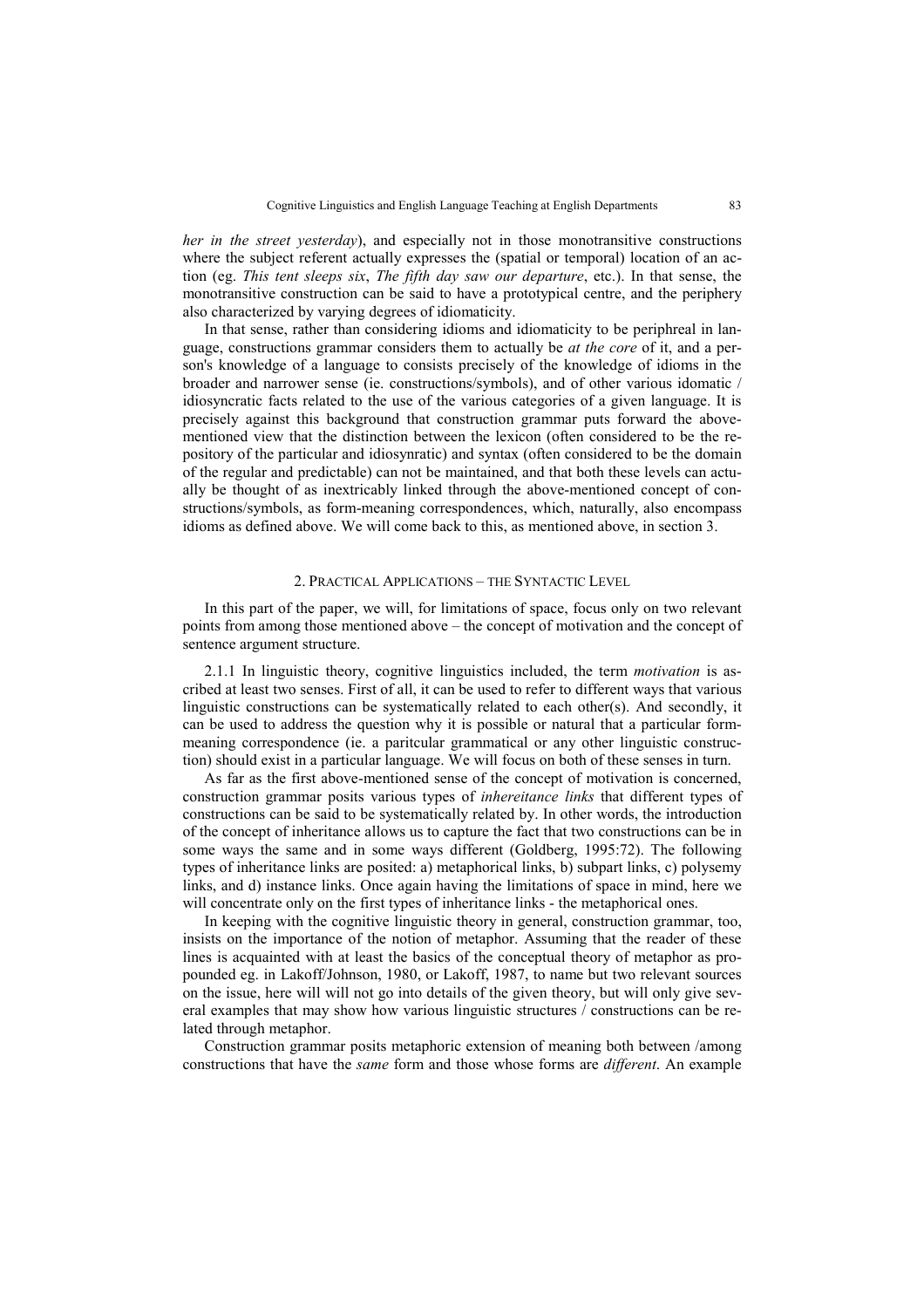*her in the street yesterday*), and especially not in those monotransitive constructions where the subject referent actually expresses the (spatial or temporal) location of an action (eg. *This tent sleeps six*, *The fifth day saw our departure*, etc.). In that sense, the monotransitive construction can be said to have a prototypical centre, and the periphery also characterized by varying degrees of idiomaticity.

In that sense, rather than considering idioms and idiomaticity to be periphreal in language, constructions grammar considers them to actually be *at the core* of it, and a person's knowledge of a language to consists precisely of the knowledge of idioms in the broader and narrower sense (ie. constructions/symbols), and of other various idomatic / idiosyncratic facts related to the use of the various categories of a given language. It is precisely against this background that construction grammar puts forward the above-mentioned view that the distinction between the lexicon (often considered to be the repository of the particular and idiosynratic) and syntax (often considered to be the domain of the regular and predictable) can not be maintained, and that both these levels can actually be thought of as inextricably linked through the above-mentioned concept of constructions/symbols, as form-meaning correspondences, which, naturally, also encompass idioms as defined above. We will come back to this, as mentioned above, in section 3.

## 2. Practical Applications – the Syntactic Level

In this part of the paper, we will, for limitations of space, focus only on two relevant points from among those mentioned above – the concept of motivation and the concept of sentence argument structure.

2.1.1 In linguistic theory, cognitive linguistics included, the term *motivation* is ascribed at least two senses. First of all, it can be used to refer to different ways that various linguistic constructions can be systematically related to each other(s). And secondly, it can be used to address the question why it is possible or natural that a particular form-meaning correspondence (ie. a paritcular grammatical or any other linguistic construction) should exist in a particular language. We will focus on both of these senses in turn.

As far as the first above-mentioned sense of the concept of motivation is concerned, construction grammar posits various types of *inhereitance links* that different types of constructions can be said to be systematically related by. In other words, the introduction of the concept of inheritance allows us to capture the fact that two constructions can be in some ways the same and in some ways different (Goldberg, 1995:72). The following types of inheritance links are posited: a) metaphorical links, b) subpart links, c) polysemy links, and d) instance links. Once again having the limitations of space in mind, here we will concentrate only on the first types of inheritance links - the metaphorical ones.

In keeping with the cognitive linguistic theory in general, construction grammar, too, insists on the importance of the notion of metaphor. Assuming that the reader of these lines is acquainted with at least the basics of the conceptual theory of metaphor as propounded eg. in Lakoff/Johnson, 1980, or Lakoff, 1987, to name but two relevant sources on the issue, here will will not go into details of the given theory, but will only give several examples that may show how various linguistic structures / constructions can be related through metaphor.

Construction grammar posits metaphoric extension of meaning both between /among constructions that have the *same* form and those whose forms are *different*. An example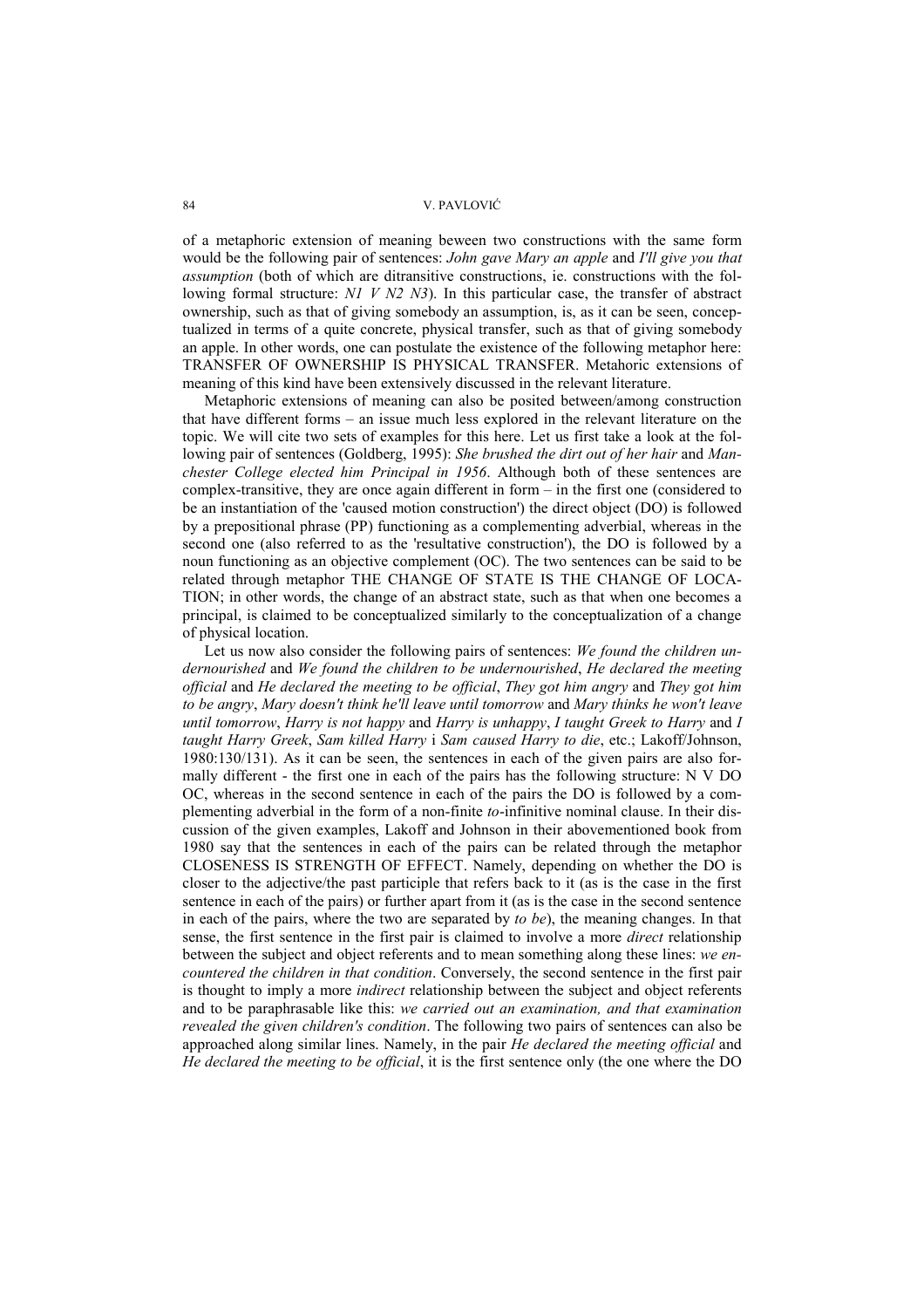of a metaphoric extension of meaning beween two constructions with the same form would be the following pair of sentences: *John gave Mary an apple* and *I'll give you that assumption* (both of which are ditransitive constructions, ie. constructions with the following formal structure: *N1 V N2 N3*). In this particular case, the transfer of abstract ownership, such as that of giving somebody an assumption, is, as it can be seen, conceptualized in terms of a quite concrete, physical transfer, such as that of giving somebody an apple. In other words, one can postulate the existence of the following metaphor here: TRANSFER OF OWNERSHIP IS PHYSICAL TRANSFER. Metahoric extensions of meaning of this kind have been extensively discussed in the relevant literature.

Metaphoric extensions of meaning can also be posited between/among construction that have different forms – an issue much less explored in the relevant literature on the topic. We will cite two sets of examples for this here. Let us first take a look at the following pair of sentences (Goldberg, 1995): *She brushed the dirt out of her hair* and *Manchester College elected him Principal in 1956*. Although both of these sentences are complex-transitive, they are once again different in form – in the first one (considered to be an instantiation of the 'caused motion construction') the direct object (DO) is followed by a prepositional phrase (PP) functioning as a complementing adverbial, whereas in the second one (also referred to as the 'resultative construction'), the DO is followed by a noun functioning as an objective complement (OC). The two sentences can be said to be related through metaphor THE CHANGE OF STATE IS THE CHANGE OF LOCATION; in other words, the change of an abstract state, such as that when one becomes a principal, is claimed to be conceptualized similarly to the conceptualization of a change of physical location.

Let us now also consider the following pairs of sentences: *We found the children undernourished* and *We found the children to be undernourished*, *He declared the meeting official* and *He declared the meeting to be official*, *They got him angry* and *They got him to be angry*, *Mary doesn't think he'll leave until tomorrow* and *Mary thinks he won't leave until tomorrow*, *Harry is not happy* and *Harry is unhappy*, *I taught Greek to Harry* and *I taught Harry Greek*, *Sam killed Harry* i *Sam caused Harry to die*, etc.; Lakoff/Johnson, 1980:130/131). As it can be seen, the sentences in each of the given pairs are also formally different - the first one in each of the pairs has the following structure: N V DO OC, whereas in the second sentence in each of the pairs the DO is followed by a complementing adverbial in the form of a non-finite *to*-infinitive nominal clause. In their discussion of the given examples, Lakoff and Johnson in their abovementioned book from 1980 say that the sentences in each of the pairs can be related through the metaphor CLOSENESS IS STRENGTH OF EFFECT. Namely, depending on whether the DO is closer to the adjective/the past participle that refers back to it (as is the case in the first sentence in each of the pairs) or further apart from it (as is the case in the second sentence in each of the pairs, where the two are separated by *to be*), the meaning changes. In that sense, the first sentence in the first pair is claimed to involve a more *direct* relationship between the subject and object referents and to mean something along these lines: *we encountered the children in that condition*. Conversely, the second sentence in the first pair is thought to imply a more *indirect* relationship between the subject and object referents and to be paraphrasable like this: *we carried out an examination, and that examination revealed the given children's condition*. The following two pairs of sentences can also be approached along similar lines. Namely, in the pair *He declared the meeting official* and *He declared the meeting to be official*, it is the first sentence only (the one where the DO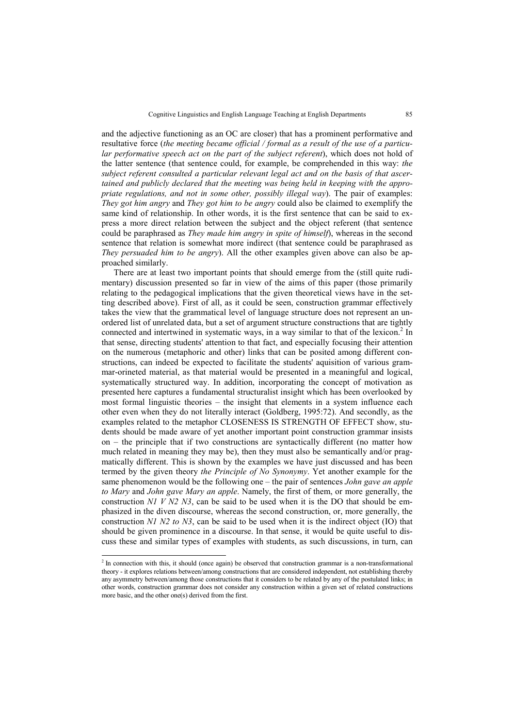and the adjective functioning as an OC are closer) that has a prominent performative and resultative force (*the meeting became official / formal as a result of the use of a particular performative speech act on the part of the subject referent*), which does not hold of the latter sentence (that sentence could, for example, be comprehended in this way: *the subject referent consulted a particular relevant legal act and on the basis of that ascertained and publicly declared that the meeting was being held in keeping with the appropriate regulations, and not in some other, possibly illegal way*). The pair of examples: *They got him angry* and *They got him to be angry* could also be claimed to exemplify the same kind of relationship. In other words, it is the first sentence that can be said to express a more direct relation between the subject and the object referent (that sentence could be paraphrased as *They made him angry in spite of himself*), whereas in the second sentence that relation is somewhat more indirect (that sentence could be paraphrased as *They persuaded him to be angry*). All the other examples given above can also be approached similarly.

There are at least two important points that should emerge from the (still quite rudimentary) discussion presented so far in view of the aims of this paper (those primarily relating to the pedagogical implications that the given theoretical views have in the setting described above). First of all, as it could be seen, construction grammar effectively takes the view that the grammatical level of language structure does not represent an unordered list of unrelated data, but a set of argument structure constructions that are tightly connected and intertwined in systematic ways, in a way similar to that of the lexicon.[2] In that sense, directing students' attention to that fact, and especially focusing their attention on the numerous (metaphoric and other) links that can be posited among different constructions, can indeed be expected to facilitate the students' aquisition of various grammar-orineted material, as that material would be presented in a meaningful and logical, systematically structured way. In addition, incorporating the concept of motivation as presented here captures a fundamental structuralist insight which has been overlooked by most formal linguistic theories – the insight that elements in a system influence each other even when they do not literally interact (Goldberg, 1995:72). And secondly, as the examples related to the metaphor CLOSENESS IS STRENGTH OF EFFECT show, students should be made aware of yet another important point construction grammar insists on – the principle that if two constructions are syntactically different (no matter how much related in meaning they may be), then they must also be semantically and/or pragmatically different. This is shown by the examples we have just discussed and has been termed by the given theory *the Principle of No Synonymy*. Yet another example for the same phenomenon would be the following one – the pair of sentences *John gave an apple to Mary* and *John gave Mary an apple*. Namely, the first of them, or more generally, the construction *N1 V N2 N3*, can be said to be used when it is the DO that should be emphasized in the diven discourse, whereas the second construction, or, more generally, the construction *N1 N2 to N3*, can be said to be used when it is the indirect object (IO) that should be given prominence in a discourse. In that sense, it would be quite useful to discuss these and similar types of examples with students, as such discussions, in turn, can

---

[2] In connection with this, it should (once again) be observed that construction grammar is a non-transformational theory - it explores relations between/among constructions that are considered independent, not establishing thereby any asymmetry between/among those constructions that it considers to be related by any of the postulated links; in other words, construction grammar does not consider any construction within a given set of related constructions more basic, and the other one(s) derived from the first.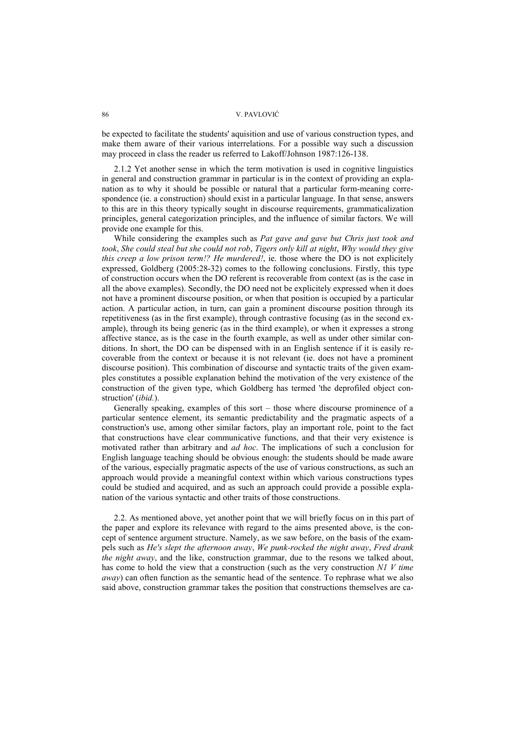be expected to facilitate the students' aquisition and use of various construction types, and make them aware of their various interrelations. For a possible way such a discussion may proceed in class the reader us referred to Lakoff/Johnson 1987:126-138.

2.1.2 Yet another sense in which the term motivation is used in cognitive linguistics in general and construction grammar in particular is in the context of providing an explanation as to why it should be possible or natural that a particular form-meaning correspondence (ie. a construction) should exist in a particular language. In that sense, answers to this are in this theory typically sought in discourse requirements, grammaticalization principles, general categorization principles, and the influence of similar factors. We will provide one example for this.

While considering the examples such as *Pat gave and gave but Chris just took and took*, *She could steal but she could not rob*, *Tigers only kill at night*, *Why would they give this creep a low prison term!? He murdered!*, ie. those where the DO is not explicitely expressed, Goldberg (2005:28-32) comes to the following conclusions. Firstly, this type of construction occurs when the DO referent is recoverable from context (as is the case in all the above examples). Secondly, the DO need not be explicitely expressed when it does not have a prominent discourse position, or when that position is occupied by a particular action. A particular action, in turn, can gain a prominent discourse position through its repetitiveness (as in the first example), through contrastive focusing (as in the second example), through its being generic (as in the third example), or when it expresses a strong affective stance, as is the case in the fourth example, as well as under other similar conditions. In short, the DO can be dispensed with in an English sentence if it is easily recoverable from the context or because it is not relevant (ie. does not have a prominent discourse position). This combination of discourse and syntactic traits of the given examples constitutes a possible explanation behind the motivation of the very existence of the construction of the given type, which Goldberg has termed 'the deprofiled object construction' (*ibid.*).

Generally speaking, examples of this sort – those where discourse prominence of a particular sentence element, its semantic predictability and the pragmatic aspects of a construction's use, among other similar factors, play an important role, point to the fact that constructions have clear communicative functions, and that their very existence is motivated rather than arbitrary and *ad hoc*. The implications of such a conclusion for English language teaching should be obvious enough: the students should be made aware of the various, especially pragmatic aspects of the use of various constructions, as such an approach would provide a meaningful context within which various constructions types could be studied and acquired, and as such an approach could provide a possible explanation of the various syntactic and other traits of those constructions.

2.2. As mentioned above, yet another point that we will briefly focus on in this part of the paper and explore its relevance with regard to the aims presented above, is the concept of sentence argument structure. Namely, as we saw before, on the basis of the exampels such as *He's slept the afternoon away*, *We punk-rocked the night away*, *Fred drank the night away*, and the like, construction grammar, due to the resons we talked about, has come to hold the view that a construction (such as the very construction *N1 V time away*) can often function as the semantic head of the sentence. To rephrase what we also said above, construction grammar takes the position that constructions themselves are ca-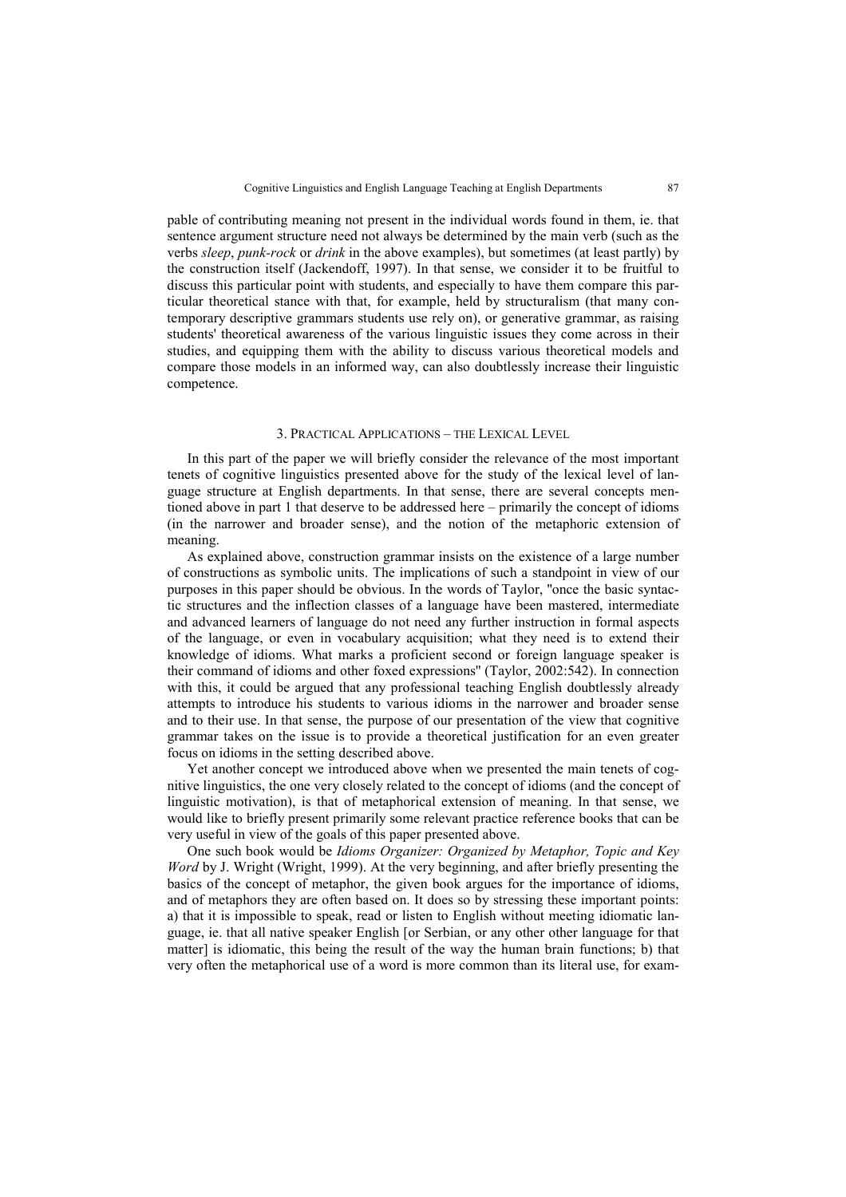pable of contributing meaning not present in the individual words found in them, ie. that sentence argument structure need not always be determined by the main verb (such as the verbs *sleep*, *punk-rock* or *drink* in the above examples), but sometimes (at least partly) by the construction itself (Jackendoff, 1997). In that sense, we consider it to be fruitful to discuss this particular point with students, and especially to have them compare this particular theoretical stance with that, for example, held by structuralism (that many contemporary descriptive grammars students use rely on), or generative grammar, as raising students' theoretical awareness of the various linguistic issues they come across in their studies, and equipping them with the ability to discuss various theoretical models and compare those models in an informed way, can also doubtlessly increase their linguistic competence.

## 3. Practical Applications – the Lexical Level

In this part of the paper we will briefly consider the relevance of the most important tenets of cognitive linguistics presented above for the study of the lexical level of language structure at English departments. In that sense, there are several concepts mentioned above in part 1 that deserve to be addressed here – primarily the concept of idioms (in the narrower and broader sense), and the notion of the metaphoric extension of meaning.

As explained above, construction grammar insists on the existence of a large number of constructions as symbolic units. The implications of such a standpoint in view of our purposes in this paper should be obvious. In the words of Taylor, "once the basic syntactic structures and the inflection classes of a language have been mastered, intermediate and advanced learners of language do not need any further instruction in formal aspects of the language, or even in vocabulary acquisition; what they need is to extend their knowledge of idioms. What marks a proficient second or foreign language speaker is their command of idioms and other foxed expressions" (Taylor, 2002:542). In connection with this, it could be argued that any professional teaching English doubtlessly already attempts to introduce his students to various idioms in the narrower and broader sense and to their use. In that sense, the purpose of our presentation of the view that cognitive grammar takes on the issue is to provide a theoretical justification for an even greater focus on idioms in the setting described above.

Yet another concept we introduced above when we presented the main tenets of cognitive linguistics, the one very closely related to the concept of idioms (and the concept of linguistic motivation), is that of metaphorical extension of meaning. In that sense, we would like to briefly present primarily some relevant practice reference books that can be very useful in view of the goals of this paper presented above.

One such book would be *Idioms Organizer: Organized by Metaphor, Topic and Key Word* by J. Wright (Wright, 1999). At the very beginning, and after briefly presenting the basics of the concept of metaphor, the given book argues for the importance of idioms, and of metaphors they are often based on. It does so by stressing these important points: a) that it is impossible to speak, read or listen to English without meeting idiomatic language, ie. that all native speaker English [or Serbian, or any other other language for that matter] is idiomatic, this being the result of the way the human brain functions; b) that very often the metaphorical use of a word is more common than its literal use, for exam-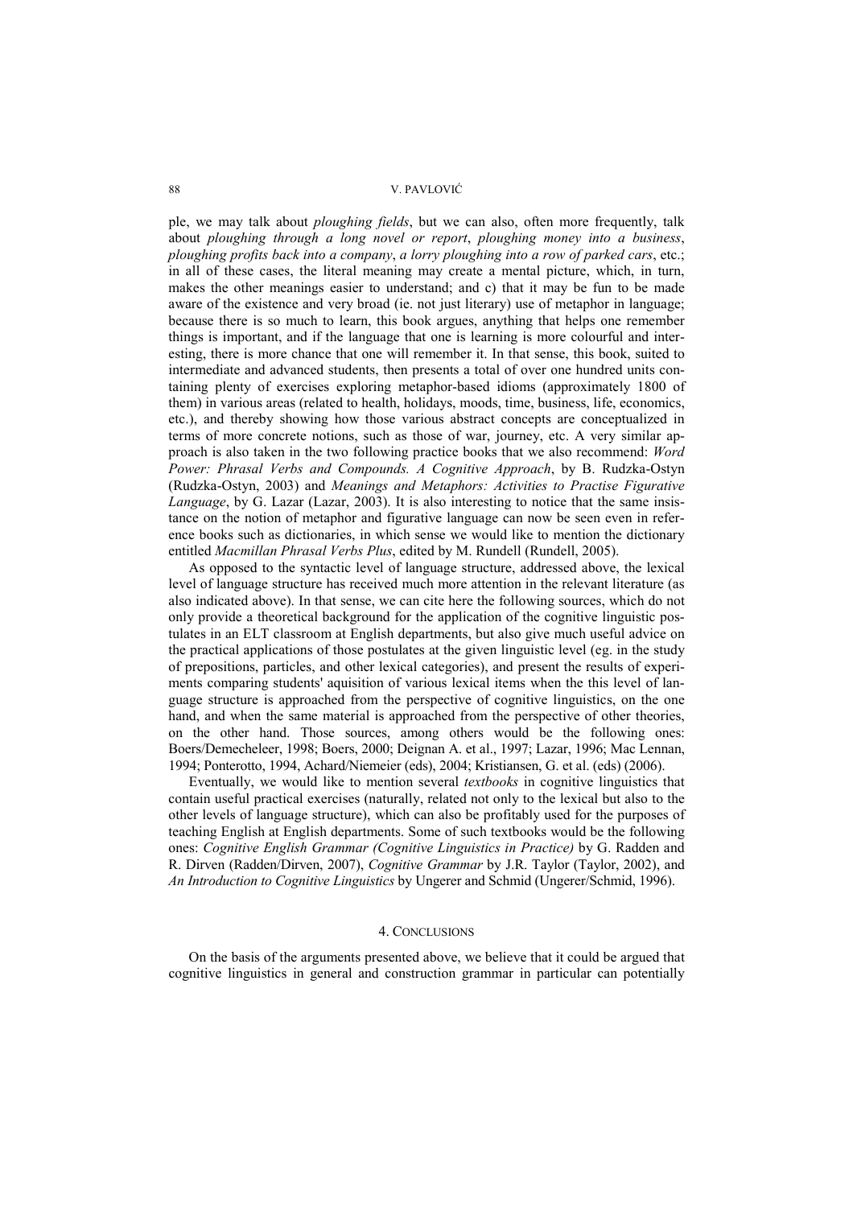ple, we may talk about *ploughing fields*, but we can also, often more frequently, talk about *ploughing through a long novel or report*, *ploughing money into a business*, *ploughing profits back into a company*, *a lorry ploughing into a row of parked cars*, etc.; in all of these cases, the literal meaning may create a mental picture, which, in turn, makes the other meanings easier to understand; and c) that it may be fun to be made aware of the existence and very broad (ie. not just literary) use of metaphor in language; because there is so much to learn, this book argues, anything that helps one remember things is important, and if the language that one is learning is more colourful and interesting, there is more chance that one will remember it. In that sense, this book, suited to intermediate and advanced students, then presents a total of over one hundred units containing plenty of exercises exploring metaphor-based idioms (approximately 1800 of them) in various areas (related to health, holidays, moods, time, business, life, economics, etc.), and thereby showing how those various abstract concepts are conceptualized in terms of more concrete notions, such as those of war, journey, etc. A very similar approach is also taken in the two following practice books that we also recommend: *Word Power: Phrasal Verbs and Compounds. A Cognitive Approach*, by B. Rudzka-Ostyn (Rudzka-Ostyn, 2003) and *Meanings and Metaphors: Activities to Practise Figurative Language*, by G. Lazar (Lazar, 2003). It is also interesting to notice that the same insistance on the notion of metaphor and figurative language can now be seen even in reference books such as dictionaries, in which sense we would like to mention the dictionary entitled *Macmillan Phrasal Verbs Plus*, edited by M. Rundell (Rundell, 2005).

As opposed to the syntactic level of language structure, addressed above, the lexical level of language structure has received much more attention in the relevant literature (as also indicated above). In that sense, we can cite here the following sources, which do not only provide a theoretical background for the application of the cognitive linguistic postulates in an ELT classroom at English departments, but also give much useful advice on the practical applications of those postulates at the given linguistic level (eg. in the study of prepositions, particles, and other lexical categories), and present the results of experiments comparing students' aquisition of various lexical items when the this level of language structure is approached from the perspective of cognitive linguistics, on the one hand, and when the same material is approached from the perspective of other theories, on the other hand. Those sources, among others would be the following ones: Boers/Demecheleer, 1998; Boers, 2000; Deignan A. et al., 1997; Lazar, 1996; Mac Lennan, 1994; Ponterotto, 1994, Achard/Niemeier (eds), 2004; Kristiansen, G. et al. (eds) (2006).

Eventually, we would like to mention several *textbooks* in cognitive linguistics that contain useful practical exercises (naturally, related not only to the lexical but also to the other levels of language structure), which can also be profitably used for the purposes of teaching English at English departments. Some of such textbooks would be the following ones: *Cognitive English Grammar (Cognitive Linguistics in Practice)* by G. Radden and R. Dirven (Radden/Dirven, 2007), *Cognitive Grammar* by J.R. Taylor (Taylor, 2002), and *An Introduction to Cognitive Linguistics* by Ungerer and Schmid (Ungerer/Schmid, 1996).

## 4. Conclusions

On the basis of the arguments presented above, we believe that it could be argued that cognitive linguistics in general and construction grammar in particular can potentially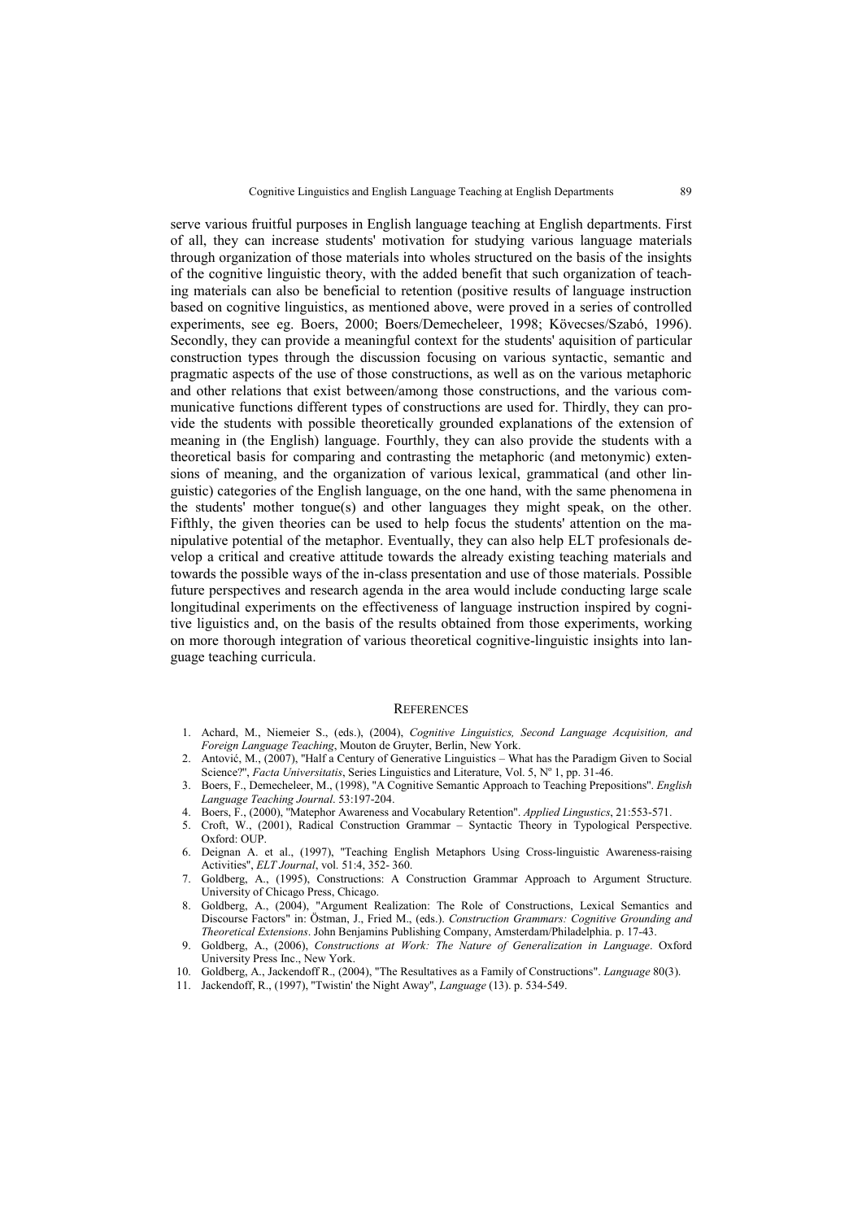serve various fruitful purposes in English language teaching at English departments. First of all, they can increase students' motivation for studying various language materials through organization of those materials into wholes structured on the basis of the insights of the cognitive linguistic theory, with the added benefit that such organization of teaching materials can also be beneficial to retention (positive results of language instruction based on cognitive linguistics, as mentioned above, were proved in a series of controlled experiments, see eg. Boers, 2000; Boers/Demecheleer, 1998; Kövecses/Szabó, 1996). Secondly, they can provide a meaningful context for the students' aquisition of particular construction types through the discussion focusing on various syntactic, semantic and pragmatic aspects of the use of those constructions, as well as on the various metaphoric and other relations that exist between/among those constructions, and the various communicative functions different types of constructions are used for. Thirdly, they can provide the students with possible theoretically grounded explanations of the extension of meaning in (the English) language. Fourthly, they can also provide the students with a theoretical basis for comparing and contrasting the metaphoric (and metonymic) extensions of meaning, and the organization of various lexical, grammatical (and other linguistic) categories of the English language, on the one hand, with the same phenomena in the students' mother tongue(s) and other languages they might speak, on the other. Fifthly, the given theories can be used to help focus the students' attention on the manipulative potential of the metaphor. Eventually, they can also help ELT profesionals develop a critical and creative attitude towards the already existing teaching materials and towards the possible ways of the in-class presentation and use of those materials. Possible future perspectives and research agenda in the area would include conducting large scale longitudinal experiments on the effectiveness of language instruction inspired by cognitive liguistics and, on the basis of the results obtained from those experiments, working on more thorough integration of various theoretical cognitive-linguistic insights into language teaching curricula.

## REFERENCES

1. Achard, M., Niemeier S., (eds.), (2004), *Cognitive Linguistics, Second Language Acquisition, and Foreign Language Teaching*, Mouton de Gruyter, Berlin, New York.
2. Antović, M., (2007), "Half a Century of Generative Linguistics – What has the Paradigm Given to Social Science?", *Facta Universitatis*, Series Linguistics and Literature, Vol. 5, Nº 1, pp. 31-46.
3. Boers, F., Demecheleer, M., (1998), "A Cognitive Semantic Approach to Teaching Prepositions". *English Language Teaching Journal*. 53:197-204.
4. Boers, F., (2000), "Matephor Awareness and Vocabulary Retention". *Applied Lingustics*, 21:553-571.
5. Croft, W., (2001), Radical Construction Grammar – Syntactic Theory in Typological Perspective. Oxford: OUP.
6. Deignan A. et al., (1997), "Teaching English Metaphors Using Cross-linguistic Awareness-raising Activities", *ELT Journal*, vol. 51:4, 352- 360.
7. Goldberg, A., (1995), Constructions: A Construction Grammar Approach to Argument Structure. University of Chicago Press, Chicago.
8. Goldberg, A., (2004), "Argument Realization: The Role of Constructions, Lexical Semantics and Discourse Factors" in: Östman, J., Fried M., (eds.). *Construction Grammars: Cognitive Grounding and Theoretical Extensions*. John Benjamins Publishing Company, Amsterdam/Philadelphia. p. 17-43.
9. Goldberg, A., (2006), *Constructions at Work: The Nature of Generalization in Language*. Oxford University Press Inc., New York.
10. Goldberg, A., Jackendoff R., (2004), "The Resultatives as a Family of Constructions". *Language* 80(3).
11. Jackendoff, R., (1997), "Twistin' the Night Away", *Language* (13). p. 534-549.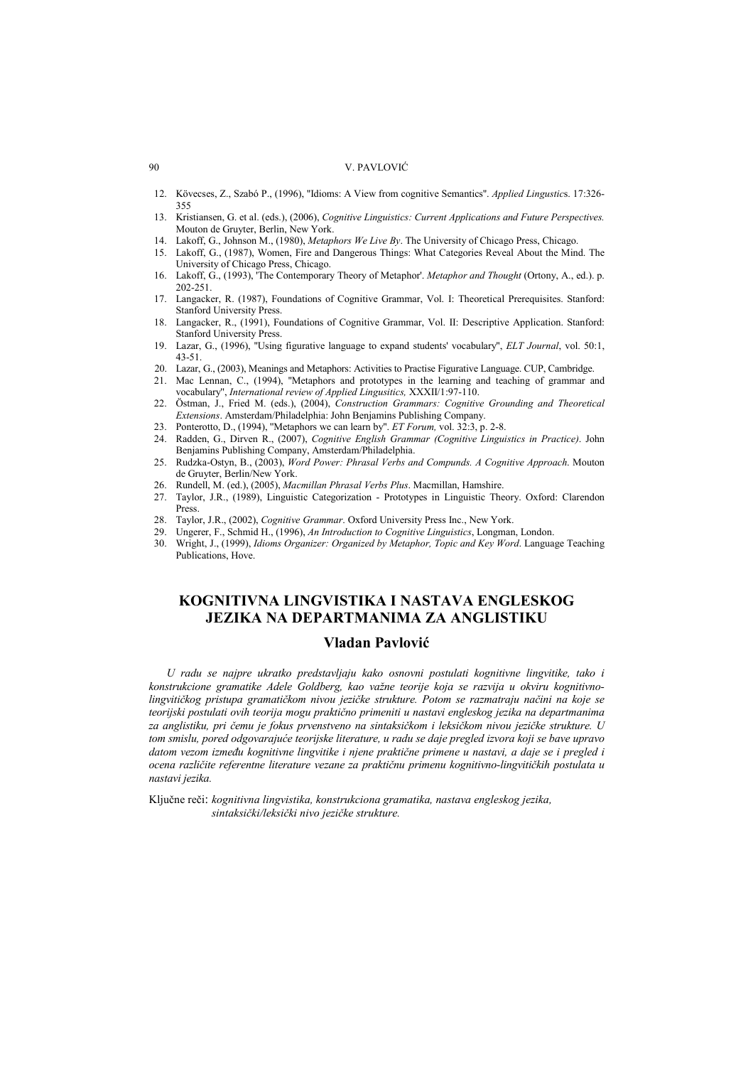12. Kövecses, Z., Szabó P., (1996), "Idioms: A View from cognitive Semantics". *Applied Lingustics*. 17:326-355
13. Kristiansen, G. et al. (eds.), (2006), *Cognitive Linguistics: Current Applications and Future Perspectives.* Mouton de Gruyter, Berlin, New York.
14. Lakoff, G., Johnson M., (1980), *Metaphors We Live By*. The University of Chicago Press, Chicago.
15. Lakoff, G., (1987), Women, Fire and Dangerous Things: What Categories Reveal About the Mind. The University of Chicago Press, Chicago.
16. Lakoff, G., (1993), 'The Contemporary Theory of Metaphor'. *Metaphor and Thought* (Ortony, A., ed.). p. 202-251.
17. Langacker, R. (1987), Foundations of Cognitive Grammar, Vol. I: Theoretical Prerequisites. Stanford: Stanford University Press.
18. Langacker, R., (1991), Foundations of Cognitive Grammar, Vol. II: Descriptive Application. Stanford: Stanford University Press.
19. Lazar, G., (1996), "Using figurative language to expand students' vocabulary", *ELT Journal*, vol. 50:1, 43-51.
20. Lazar, G., (2003), Meanings and Metaphors: Activities to Practise Figurative Language. CUP, Cambridge.
21. Mac Lennan, C., (1994), "Metaphors and prototypes in the learning and teaching of grammar and vocabulary", *International review of Applied Lingusitics,* XXXII/1:97-110.
22. Östman, J., Fried M. (eds.), (2004), *Construction Grammars: Cognitive Grounding and Theoretical Extensions*. Amsterdam/Philadelphia: John Benjamins Publishing Company.
23. Ponterotto, D., (1994), "Metaphors we can learn by". *ET Forum,* vol. 32:3, p. 2-8.
24. Radden, G., Dirven R., (2007), *Cognitive English Grammar (Cognitive Linguistics in Practice)*. John Benjamins Publishing Company, Amsterdam/Philadelphia.
25. Rudzka-Ostyn, B., (2003), *Word Power: Phrasal Verbs and Compunds. A Cognitive Approach*. Mouton de Gruyter, Berlin/New York.
26. Rundell, M. (ed.), (2005), *Macmillan Phrasal Verbs Plus*. Macmillan, Hamshire.
27. Taylor, J.R., (1989), Linguistic Categorization - Prototypes in Linguistic Theory. Oxford: Clarendon Press.
28. Taylor, J.R., (2002), *Cognitive Grammar*. Oxford University Press Inc., New York.
29. Ungerer, F., Schmid H., (1996), *An Introduction to Cognitive Linguistics*, Longman, London.
30. Wright, J., (1999), *Idioms Organizer: Organized by Metaphor, Topic and Key Word*. Language Teaching Publications, Hove.

# KOGNITIVNA LINGVISTIKA I NASTAVA ENGLESKOG JEZIKA NA DEPARTMANIMA ZA ANGLISTIKU

## Vladan Pavlović

*U radu se najpre ukratko predstavljaju kako osnovni postulati kognitivne lingvitike, tako i konstrukcione gramatike Adele Goldberg, kao važne teorije koja se razvija u okviru kognitivno-lingvitičkog pristupa gramatičkom nivou jezičke strukture. Potom se razmatraju načini na koje se teorijski postulati ovih teorija mogu praktično primeniti u nastavi engleskog jezika na departmanima za anglistiku, pri čemu je fokus prvenstveno na sintaksičkom i leksičkom nivou jezičke strukture. U tom smislu, pored odgovarajuće teorijske literature, u radu se daje pregled izvora koji se bave upravo datom vezom između kognitivne lingvitike i njene praktične primene u nastavi, a daje se i pregled i ocena različite referentne literature vezane za praktičnu primenu kognitivno-lingvitičkih postulata u nastavi jezika.*

Ključne reči: *kognitivna lingvistika, konstrukciona gramatika, nastava engleskog jezika, sintaksički/leksički nivo jezičke strukture.*